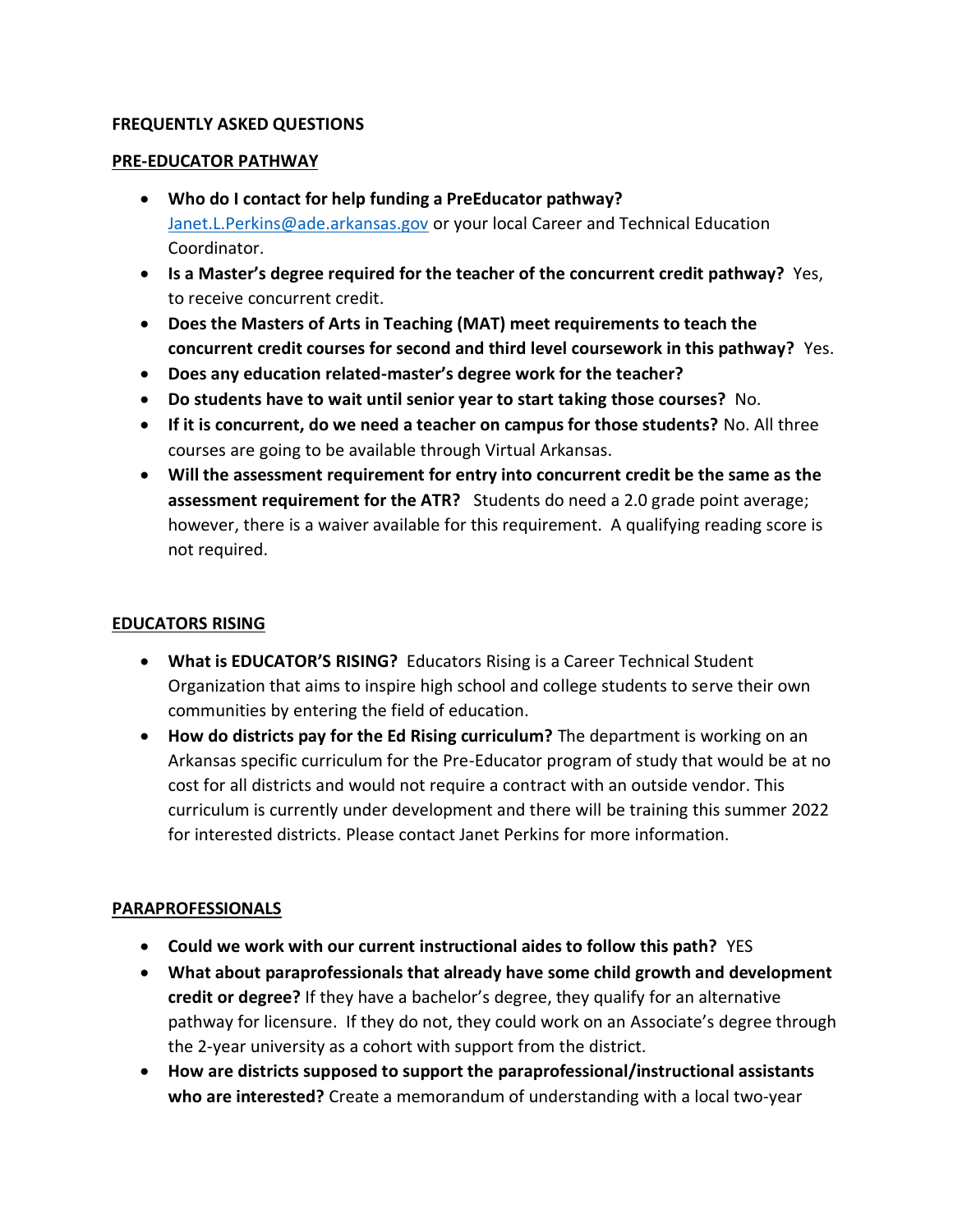**FREQUENTLY ASKED QUESTIONS**

**PRE-EDUCATOR PATHWAY**

- **Who do I contact for help funding a PreEducator pathway?** Janet.L.Perkins@ade.arkansas.gov or your local Career and Technical Education Coordinator.
- **Is a Master's degree required for the teacher of the concurrent credit pathway?** Yes, to receive concurrent credit.
- **Does the Masters of Arts in Teaching (MAT) meet requirements to teach the concurrent credit courses for second and third level coursework in this pathway?** Yes.
- **Does any education related-master's degree work for the teacher?**
- **Do students have to wait until senior year to start taking those courses?** No.
- **If it is concurrent, do we need a teacher on campus for those students?** No. All three courses are going to be available through Virtual Arkansas.
- **Will the assessment requirement for entry into concurrent credit be the same as the assessment requirement for the ATR?** Students do need a 2.0 grade point average; however, there is a waiver available for this requirement. A qualifying reading score is not required.

**EDUCATORS RISING**

- **What is EDUCATOR'S RISING?** Educators Rising is a Career Technical Student Organization that aims to inspire high school and college students to serve their own communities by entering the field of education.
- **How do districts pay for the Ed Rising curriculum?** The department is working on an Arkansas specific curriculum for the Pre-Educator program of study that would be at no cost for all districts and would not require a contract with an outside vendor. This curriculum is currently under development and there will be training this summer 2022 for interested districts. Please contact Janet Perkins for more information.

**PARAPROFESSIONALS**

- **Could we work with our current instructional aides to follow this path?** YES
- **What about paraprofessionals that already have some child growth and development credit or degree?** If they have a bachelor's degree, they qualify for an alternative pathway for licensure. If they do not, they could work on an Associate's degree through the 2-year university as a cohort with support from the district.
- **How are districts supposed to support the paraprofessional/instructional assistants who are interested?** Create a memorandum of understanding with a local two-year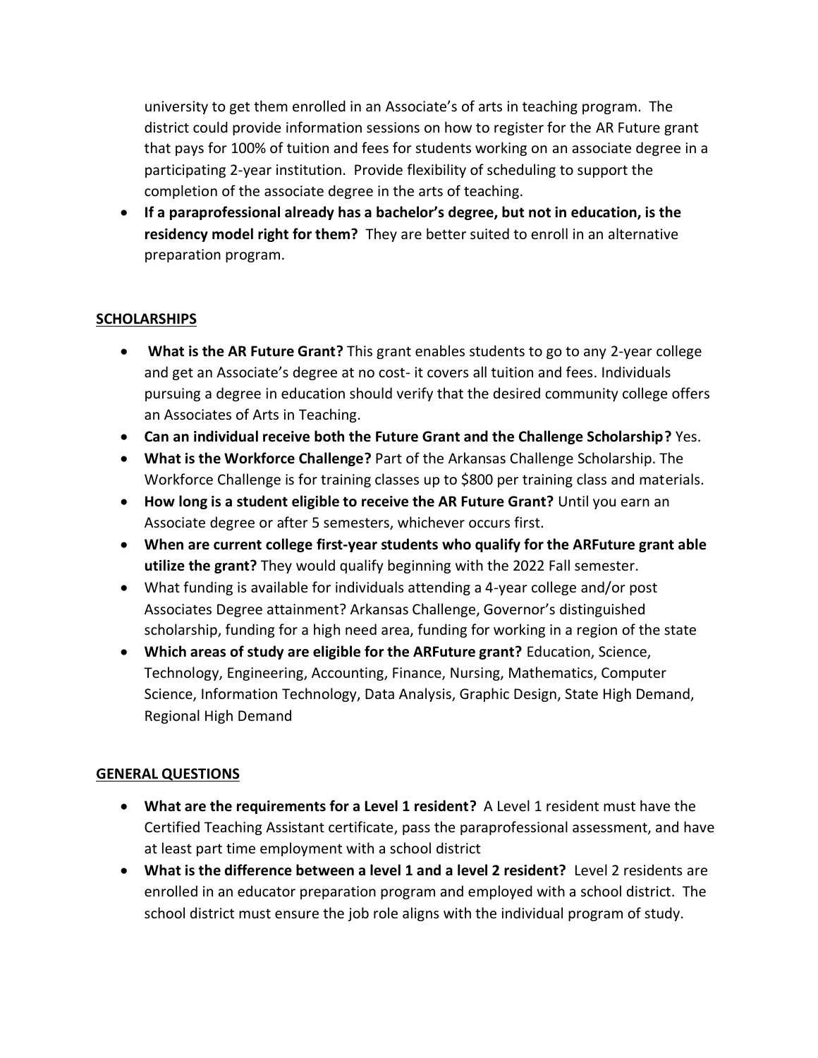university to get them enrolled in an Associate's of arts in teaching program. The district could provide information sessions on how to register for the AR Future grant that pays for 100% of tuition and fees for students working on an associate degree in a participating 2-year institution. Provide flexibility of scheduling to support the completion of the associate degree in the arts of teaching.

- **If a paraprofessional already has a bachelor's degree, but not in education, is the residency model right for them?** They are better suited to enroll in an alternative preparation program.

**SCHOLARSHIPS**

- **What is the AR Future Grant?** This grant enables students to go to any 2-year college and get an Associate's degree at no cost- it covers all tuition and fees. Individuals pursuing a degree in education should verify that the desired community college offers an Associates of Arts in Teaching.
- **Can an individual receive both the Future Grant and the Challenge Scholarship?** Yes.
- **What is the Workforce Challenge?** Part of the Arkansas Challenge Scholarship. The Workforce Challenge is for training classes up to $800 per training class and materials.
- **How long is a student eligible to receive the AR Future Grant?** Until you earn an Associate degree or after 5 semesters, whichever occurs first.
- **When are current college first-year students who qualify for the ARFuture grant able utilize the grant?** They would qualify beginning with the 2022 Fall semester.
- What funding is available for individuals attending a 4-year college and/or post Associates Degree attainment? Arkansas Challenge, Governor's distinguished scholarship, funding for a high need area, funding for working in a region of the state
- **Which areas of study are eligible for the ARFuture grant?** Education, Science, Technology, Engineering, Accounting, Finance, Nursing, Mathematics, Computer Science, Information Technology, Data Analysis, Graphic Design, State High Demand, Regional High Demand

**GENERAL QUESTIONS**

- **What are the requirements for a Level 1 resident?** A Level 1 resident must have the Certified Teaching Assistant certificate, pass the paraprofessional assessment, and have at least part time employment with a school district
- **What is the difference between a level 1 and a level 2 resident?** Level 2 residents are enrolled in an educator preparation program and employed with a school district. The school district must ensure the job role aligns with the individual program of study.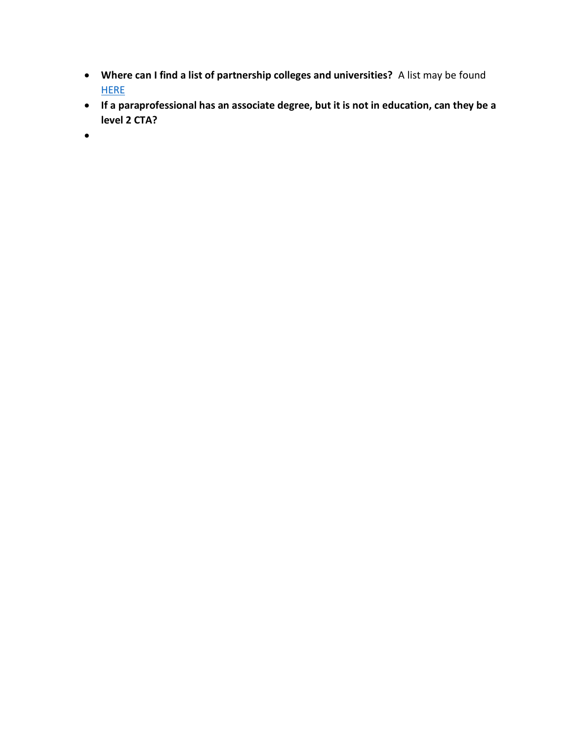- **Where can I find a list of partnership colleges and universities?** A list may be found [HERE]
- **If a paraprofessional has an associate degree, but it is not in education, can they be a level 2 CTA?**
-